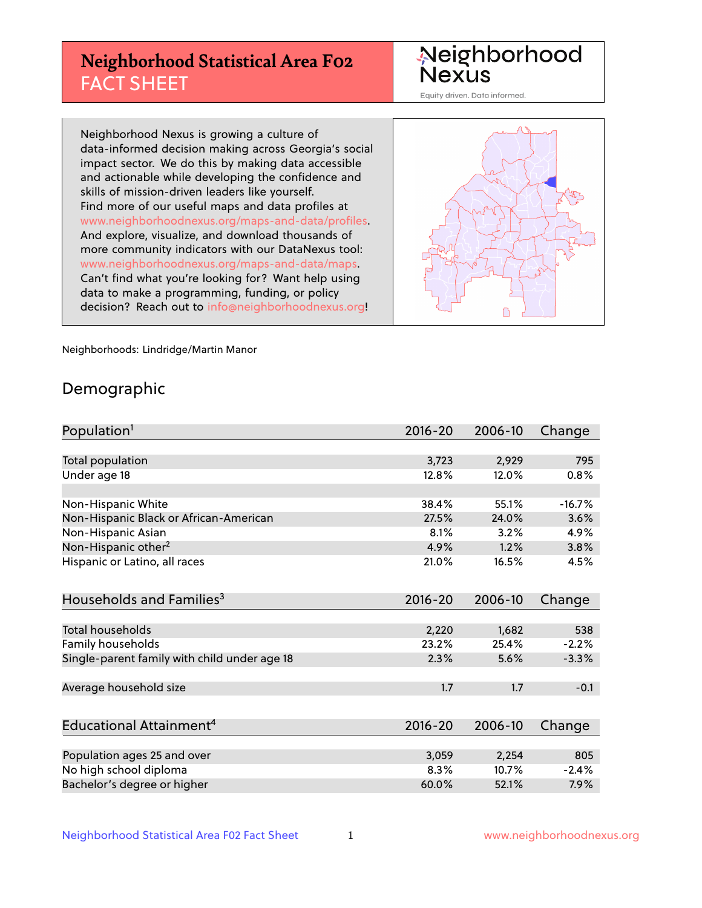# Neighborhood Statistical Area F02 FACT SHEET

Neighborhood Nexus

Equity driven. Data informed.

Neighborhood Nexus is growing a culture of data-informed decision making across Georgia's social impact sector. We do this by making data accessible and actionable while developing the confidence and skills of mission-driven leaders like yourself. Find more of our useful maps and data profiles at www.neighborhoodnexus.org/maps-and-data/profiles. And explore, visualize, and download thousands of more community indicators with our DataNexus tool: www.neighborhoodnexus.org/maps-and-data/maps. Can't find what you're looking for? Want help using data to make a programming, funding, or policy decision? Reach out to info@neighborhoodnexus.org!

Neighborhoods: Lindridge/Martin Manor

## Demographic

| Population[1] | 2016-20 | 2006-10 | Change |
|---|---|---|---|
| Total population | 3,723 | 2,929 | 795 |
| Under age 18 | 12.8% | 12.0% | 0.8% |
| | | | |
| Non-Hispanic White | 38.4% | 55.1% | -16.7% |
| Non-Hispanic Black or African-American | 27.5% | 24.0% | 3.6% |
| Non-Hispanic Asian | 8.1% | 3.2% | 4.9% |
| Non-Hispanic other[2] | 4.9% | 1.2% | 3.8% |
| Hispanic or Latino, all races | 21.0% | 16.5% | 4.5% |

| Households and Families[3] | 2016-20 | 2006-10 | Change |
|---|---|---|---|
| Total households | 2,220 | 1,682 | 538 |
| Family households | 23.2% | 25.4% | -2.2% |
| Single-parent family with child under age 18 | 2.3% | 5.6% | -3.3% |
| | | | |
| Average household size | 1.7 | 1.7 | -0.1 |

| Educational Attainment[4] | 2016-20 | 2006-10 | Change |
|---|---|---|---|
| Population ages 25 and over | 3,059 | 2,254 | 805 |
| No high school diploma | 8.3% | 10.7% | -2.4% |
| Bachelor's degree or higher | 60.0% | 52.1% | 7.9% |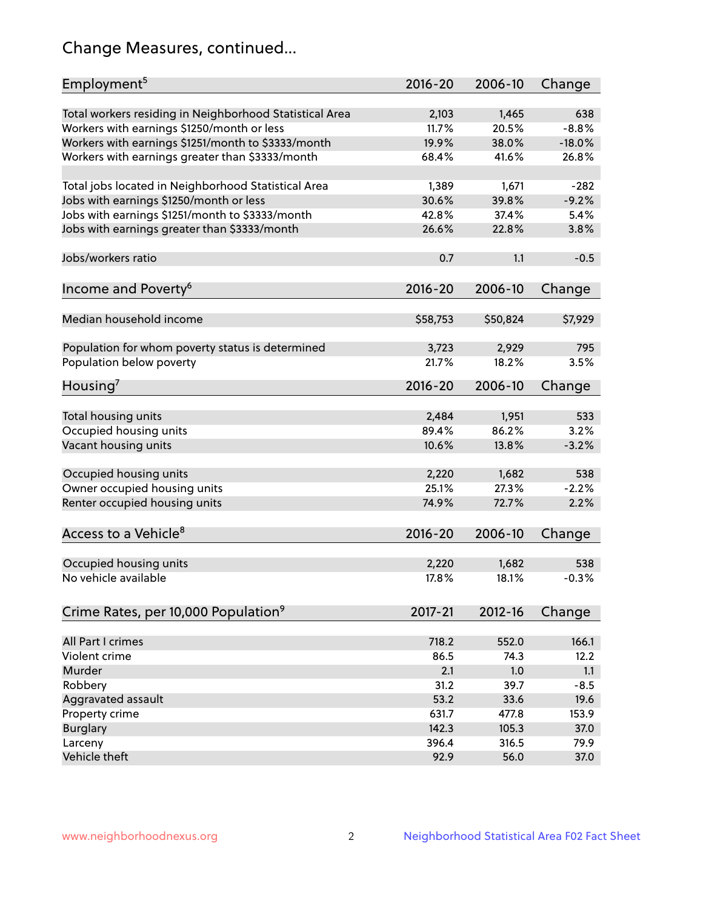# Change Measures, continued...

| Employment[5] | 2016-20 | 2006-10 | Change |
|---|---|---|---|
| Total workers residing in Neighborhood Statistical Area | 2,103 | 1,465 | 638 |
| Workers with earnings $1250/month or less | 11.7% | 20.5% | -8.8% |
| Workers with earnings $1251/month to $3333/month | 19.9% | 38.0% | -18.0% |
| Workers with earnings greater than $3333/month | 68.4% | 41.6% | 26.8% |
| | | | |
| Total jobs located in Neighborhood Statistical Area | 1,389 | 1,671 | -282 |
| Jobs with earnings $1250/month or less | 30.6% | 39.8% | -9.2% |
| Jobs with earnings $1251/month to $3333/month | 42.8% | 37.4% | 5.4% |
| Jobs with earnings greater than $3333/month | 26.6% | 22.8% | 3.8% |
| | | | |
| Jobs/workers ratio | 0.7 | 1.1 | -0.5 |

| Income and Poverty[6] | 2016-20 | 2006-10 | Change |
|---|---|---|---|
| Median household income | $58,753 | $50,824 | $7,929 |
| | | | |
| Population for whom poverty status is determined | 3,723 | 2,929 | 795 |
| Population below poverty | 21.7% | 18.2% | 3.5% |

| Housing[7] | 2016-20 | 2006-10 | Change |
|---|---|---|---|
| Total housing units | 2,484 | 1,951 | 533 |
| Occupied housing units | 89.4% | 86.2% | 3.2% |
| Vacant housing units | 10.6% | 13.8% | -3.2% |
| | | | |
| Occupied housing units | 2,220 | 1,682 | 538 |
| Owner occupied housing units | 25.1% | 27.3% | -2.2% |
| Renter occupied housing units | 74.9% | 72.7% | 2.2% |

| Access to a Vehicle[8] | 2016-20 | 2006-10 | Change |
|---|---|---|---|
| Occupied housing units | 2,220 | 1,682 | 538 |
| No vehicle available | 17.8% | 18.1% | -0.3% |

| Crime Rates, per 10,000 Population[9] | 2017-21 | 2012-16 | Change |
|---|---|---|---|
| All Part I crimes | 718.2 | 552.0 | 166.1 |
| Violent crime | 86.5 | 74.3 | 12.2 |
| Murder | 2.1 | 1.0 | 1.1 |
| Robbery | 31.2 | 39.7 | -8.5 |
| Aggravated assault | 53.2 | 33.6 | 19.6 |
| Property crime | 631.7 | 477.8 | 153.9 |
| Burglary | 142.3 | 105.3 | 37.0 |
| Larceny | 396.4 | 316.5 | 79.9 |
| Vehicle theft | 92.9 | 56.0 | 37.0 |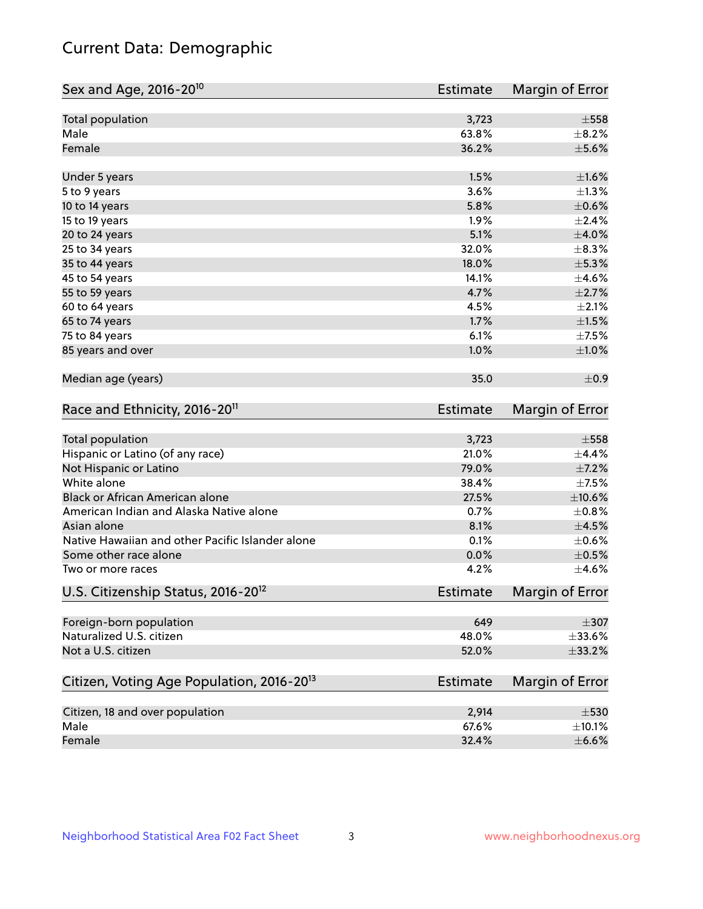# Current Data: Demographic

| Sex and Age, 2016-20[10] | Estimate | Margin of Error |
|---|---|---|
| Total population | 3,723 | ±558 |
| Male | 63.8% | ±8.2% |
| Female | 36.2% | ±5.6% |
| Under 5 years | 1.5% | ±1.6% |
| 5 to 9 years | 3.6% | ±1.3% |
| 10 to 14 years | 5.8% | ±0.6% |
| 15 to 19 years | 1.9% | ±2.4% |
| 20 to 24 years | 5.1% | ±4.0% |
| 25 to 34 years | 32.0% | ±8.3% |
| 35 to 44 years | 18.0% | ±5.3% |
| 45 to 54 years | 14.1% | ±4.6% |
| 55 to 59 years | 4.7% | ±2.7% |
| 60 to 64 years | 4.5% | ±2.1% |
| 65 to 74 years | 1.7% | ±1.5% |
| 75 to 84 years | 6.1% | ±7.5% |
| 85 years and over | 1.0% | ±1.0% |
| Median age (years) | 35.0 | ±0.9 |

| Race and Ethnicity, 2016-20[11] | Estimate | Margin of Error |
|---|---|---|
| Total population | 3,723 | ±558 |
| Hispanic or Latino (of any race) | 21.0% | ±4.4% |
| Not Hispanic or Latino | 79.0% | ±7.2% |
| White alone | 38.4% | ±7.5% |
| Black or African American alone | 27.5% | ±10.6% |
| American Indian and Alaska Native alone | 0.7% | ±0.8% |
| Asian alone | 8.1% | ±4.5% |
| Native Hawaiian and other Pacific Islander alone | 0.1% | ±0.6% |
| Some other race alone | 0.0% | ±0.5% |
| Two or more races | 4.2% | ±4.6% |

| U.S. Citizenship Status, 2016-20[12] | Estimate | Margin of Error |
|---|---|---|
| Foreign-born population | 649 | ±307 |
| Naturalized U.S. citizen | 48.0% | ±33.6% |
| Not a U.S. citizen | 52.0% | ±33.2% |

| Citizen, Voting Age Population, 2016-20[13] | Estimate | Margin of Error |
|---|---|---|
| Citizen, 18 and over population | 2,914 | ±530 |
| Male | 67.6% | ±10.1% |
| Female | 32.4% | ±6.6% |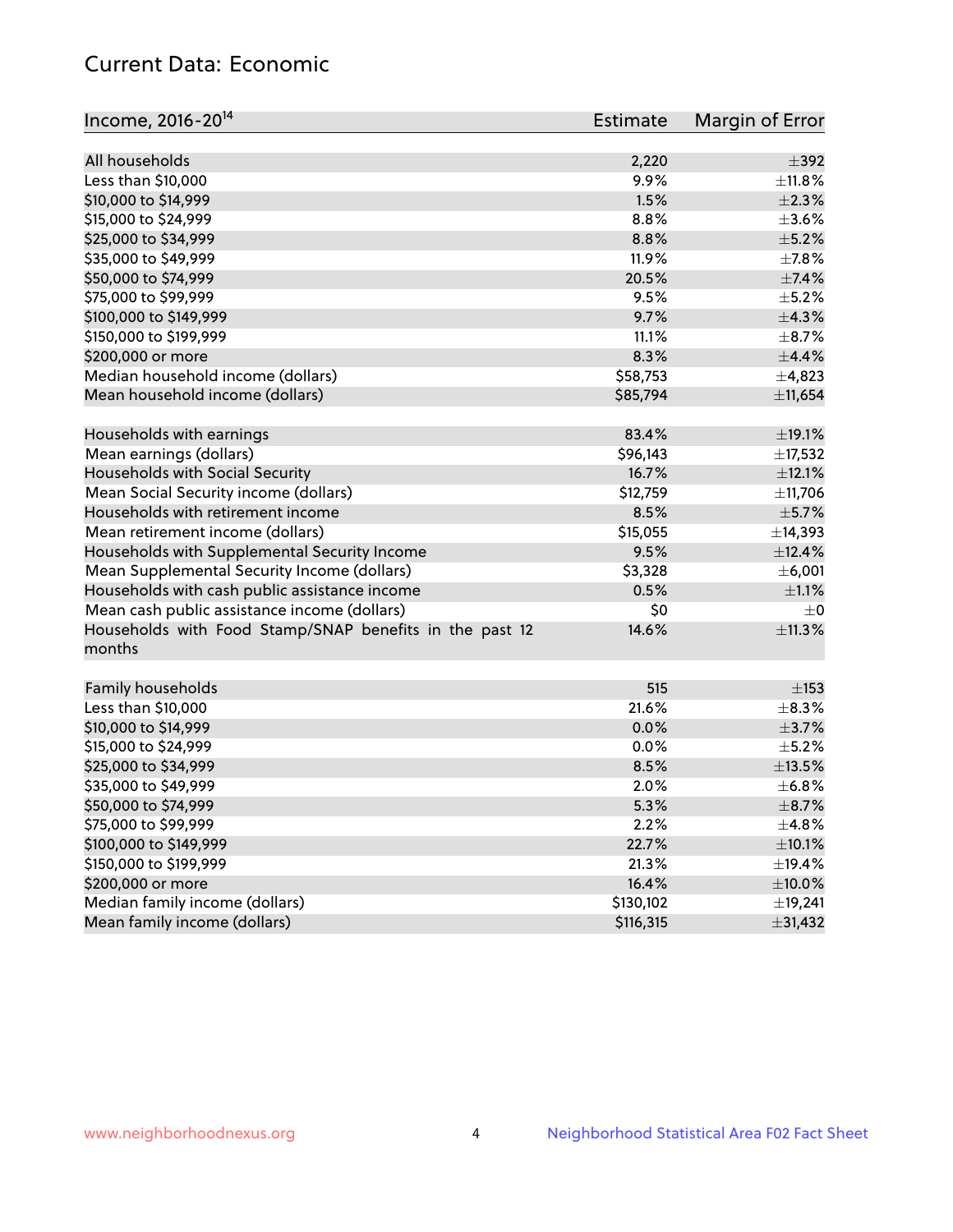## Current Data: Economic

| Income, 2016-20[14] | Estimate | Margin of Error |
|---|---|---|
| All households | 2,220 | ±392 |
| Less than $10,000 | 9.9% | ±11.8% |
| $10,000 to $14,999 | 1.5% | ±2.3% |
| $15,000 to $24,999 | 8.8% | ±3.6% |
| $25,000 to $34,999 | 8.8% | ±5.2% |
| $35,000 to $49,999 | 11.9% | ±7.8% |
| $50,000 to $74,999 | 20.5% | ±7.4% |
| $75,000 to $99,999 | 9.5% | ±5.2% |
| $100,000 to $149,999 | 9.7% | ±4.3% |
| $150,000 to $199,999 | 11.1% | ±8.7% |
| $200,000 or more | 8.3% | ±4.4% |
| Median household income (dollars) | $58,753 | ±4,823 |
| Mean household income (dollars) | $85,794 | ±11,654 |
| | | |
| Households with earnings | 83.4% | ±19.1% |
| Mean earnings (dollars) | $96,143 | ±17,532 |
| Households with Social Security | 16.7% | ±12.1% |
| Mean Social Security income (dollars) | $12,759 | ±11,706 |
| Households with retirement income | 8.5% | ±5.7% |
| Mean retirement income (dollars) | $15,055 | ±14,393 |
| Households with Supplemental Security Income | 9.5% | ±12.4% |
| Mean Supplemental Security Income (dollars) | $3,328 | ±6,001 |
| Households with cash public assistance income | 0.5% | ±1.1% |
| Mean cash public assistance income (dollars) | $0 | ±0 |
| Households with Food Stamp/SNAP benefits in the past 12 months | 14.6% | ±11.3% |
| | | |
| Family households | 515 | ±153 |
| Less than $10,000 | 21.6% | ±8.3% |
| $10,000 to $14,999 | 0.0% | ±3.7% |
| $15,000 to $24,999 | 0.0% | ±5.2% |
| $25,000 to $34,999 | 8.5% | ±13.5% |
| $35,000 to $49,999 | 2.0% | ±6.8% |
| $50,000 to $74,999 | 5.3% | ±8.7% |
| $75,000 to $99,999 | 2.2% | ±4.8% |
| $100,000 to $149,999 | 22.7% | ±10.1% |
| $150,000 to $199,999 | 21.3% | ±19.4% |
| $200,000 or more | 16.4% | ±10.0% |
| Median family income (dollars) | $130,102 | ±19,241 |
| Mean family income (dollars) | $116,315 | ±31,432 |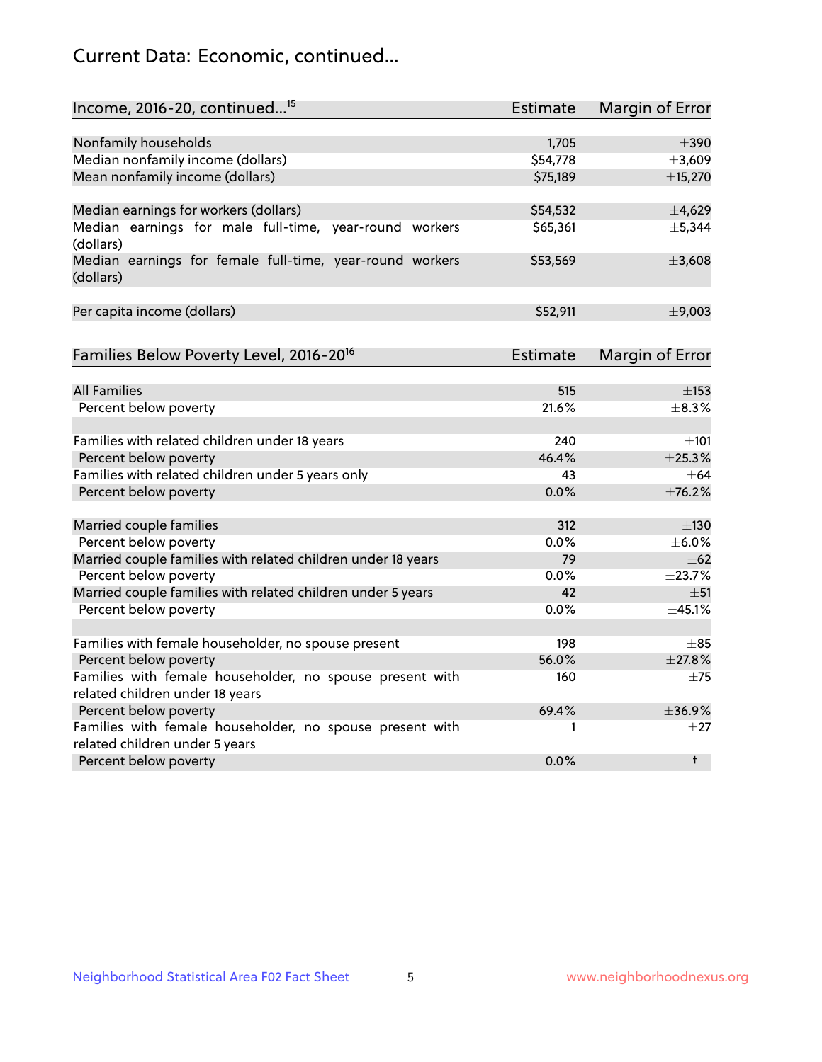## Current Data: Economic, continued...

| Income, 2016-20, continued...[15] | Estimate | Margin of Error |
|---|---|---|
| Nonfamily households | 1,705 | ±390 |
| Median nonfamily income (dollars) | $54,778 | ±3,609 |
| Mean nonfamily income (dollars) | $75,189 | ±15,270 |
| | | |
| Median earnings for workers (dollars) | $54,532 | ±4,629 |
| Median earnings for male full-time, year-round workers (dollars) | $65,361 | ±5,344 |
| Median earnings for female full-time, year-round workers (dollars) | $53,569 | ±3,608 |
| | | |
| Per capita income (dollars) | $52,911 | ±9,003 |

| Families Below Poverty Level, 2016-20[16] | Estimate | Margin of Error |
|---|---|---|
| All Families | 515 | ±153 |
| Percent below poverty | 21.6% | ±8.3% |
| | | |
| Families with related children under 18 years | 240 | ±101 |
| Percent below poverty | 46.4% | ±25.3% |
| Families with related children under 5 years only | 43 | ±64 |
| Percent below poverty | 0.0% | ±76.2% |
| | | |
| Married couple families | 312 | ±130 |
| Percent below poverty | 0.0% | ±6.0% |
| Married couple families with related children under 18 years | 79 | ±62 |
| Percent below poverty | 0.0% | ±23.7% |
| Married couple families with related children under 5 years | 42 | ±51 |
| Percent below poverty | 0.0% | ±45.1% |
| | | |
| Families with female householder, no spouse present | 198 | ±85 |
| Percent below poverty | 56.0% | ±27.8% |
| Families with female householder, no spouse present with related children under 18 years | 160 | ±75 |
| Percent below poverty | 69.4% | ±36.9% |
| Families with female householder, no spouse present with related children under 5 years | 1 | ±27 |
| Percent below poverty | 0.0% | † |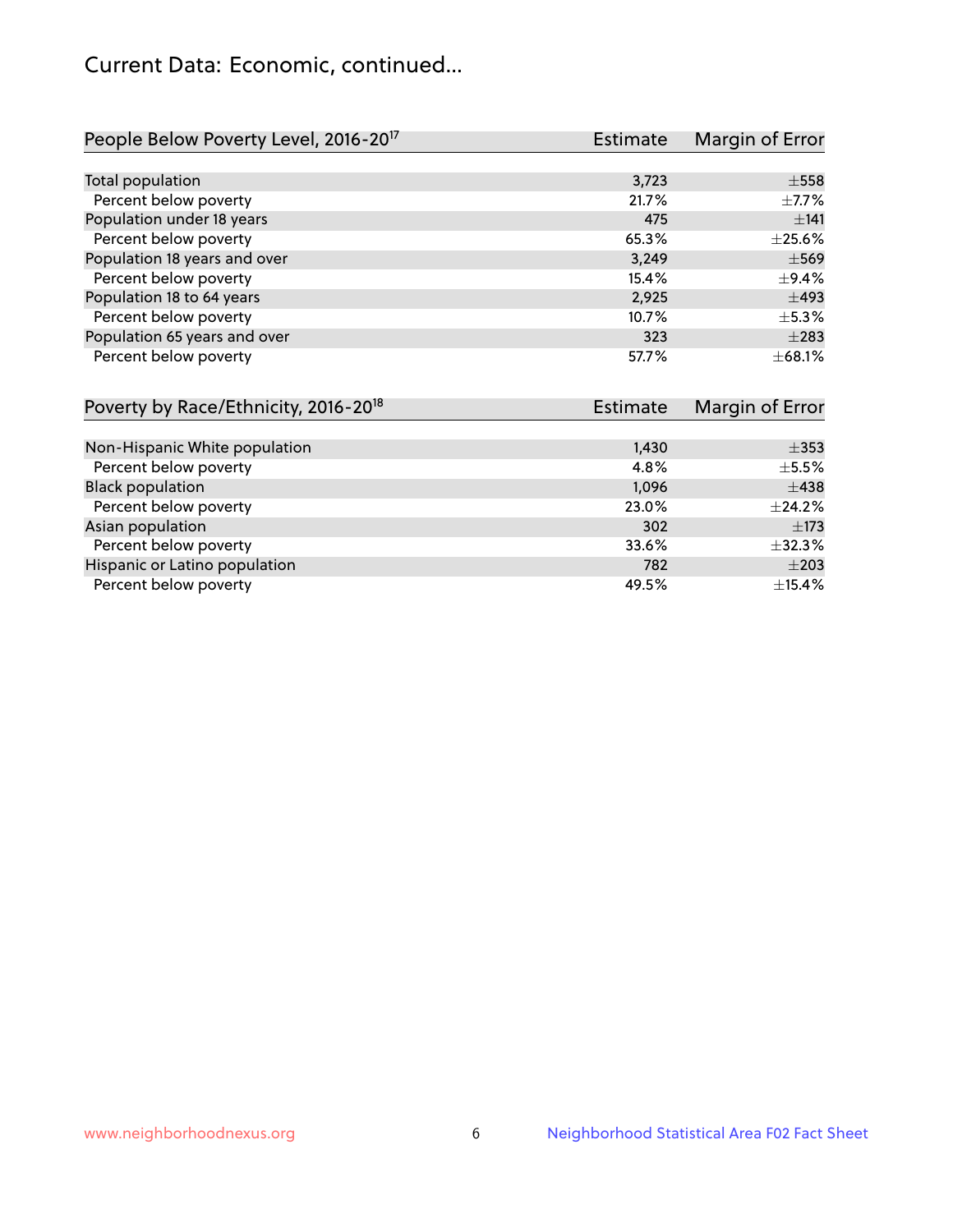## Current Data: Economic, continued...

| People Below Poverty Level, 2016-20[17] | Estimate | Margin of Error |
|---|---|---|
| Total population | 3,723 | ±558 |
| Percent below poverty | 21.7% | ±7.7% |
| Population under 18 years | 475 | ±141 |
| Percent below poverty | 65.3% | ±25.6% |
| Population 18 years and over | 3,249 | ±569 |
| Percent below poverty | 15.4% | ±9.4% |
| Population 18 to 64 years | 2,925 | ±493 |
| Percent below poverty | 10.7% | ±5.3% |
| Population 65 years and over | 323 | ±283 |
| Percent below poverty | 57.7% | ±68.1% |

| Poverty by Race/Ethnicity, 2016-20[18] | Estimate | Margin of Error |
|---|---|---|
| Non-Hispanic White population | 1,430 | ±353 |
| Percent below poverty | 4.8% | ±5.5% |
| Black population | 1,096 | ±438 |
| Percent below poverty | 23.0% | ±24.2% |
| Asian population | 302 | ±173 |
| Percent below poverty | 33.6% | ±32.3% |
| Hispanic or Latino population | 782 | ±203 |
| Percent below poverty | 49.5% | ±15.4% |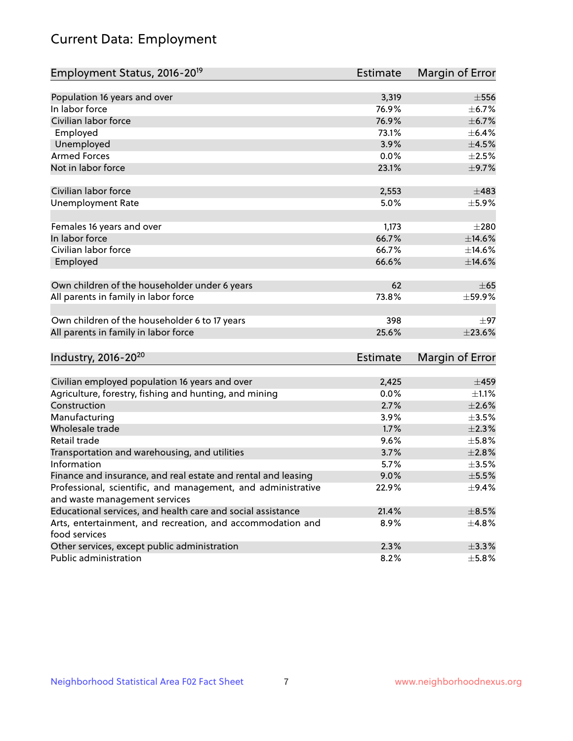# Current Data: Employment

| Employment Status, 2016-20[19] | Estimate | Margin of Error |
|---|---|---|
| Population 16 years and over | 3,319 | ±556 |
| In labor force | 76.9% | ±6.7% |
| Civilian labor force | 76.9% | ±6.7% |
| Employed | 73.1% | ±6.4% |
| Unemployed | 3.9% | ±4.5% |
| Armed Forces | 0.0% | ±2.5% |
| Not in labor force | 23.1% | ±9.7% |
| | | |
| Civilian labor force | 2,553 | ±483 |
| Unemployment Rate | 5.0% | ±5.9% |
| | | |
| Females 16 years and over | 1,173 | ±280 |
| In labor force | 66.7% | ±14.6% |
| Civilian labor force | 66.7% | ±14.6% |
| Employed | 66.6% | ±14.6% |
| | | |
| Own children of the householder under 6 years | 62 | ±65 |
| All parents in family in labor force | 73.8% | ±59.9% |
| | | |
| Own children of the householder 6 to 17 years | 398 | ±97 |
| All parents in family in labor force | 25.6% | ±23.6% |

| Industry, 2016-20[20] | Estimate | Margin of Error |
|---|---|---|
| Civilian employed population 16 years and over | 2,425 | ±459 |
| Agriculture, forestry, fishing and hunting, and mining | 0.0% | ±1.1% |
| Construction | 2.7% | ±2.6% |
| Manufacturing | 3.9% | ±3.5% |
| Wholesale trade | 1.7% | ±2.3% |
| Retail trade | 9.6% | ±5.8% |
| Transportation and warehousing, and utilities | 3.7% | ±2.8% |
| Information | 5.7% | ±3.5% |
| Finance and insurance, and real estate and rental and leasing | 9.0% | ±5.5% |
| Professional, scientific, and management, and administrative and waste management services | 22.9% | ±9.4% |
| Educational services, and health care and social assistance | 21.4% | ±8.5% |
| Arts, entertainment, and recreation, and accommodation and food services | 8.9% | ±4.8% |
| Other services, except public administration | 2.3% | ±3.3% |
| Public administration | 8.2% | ±5.8% |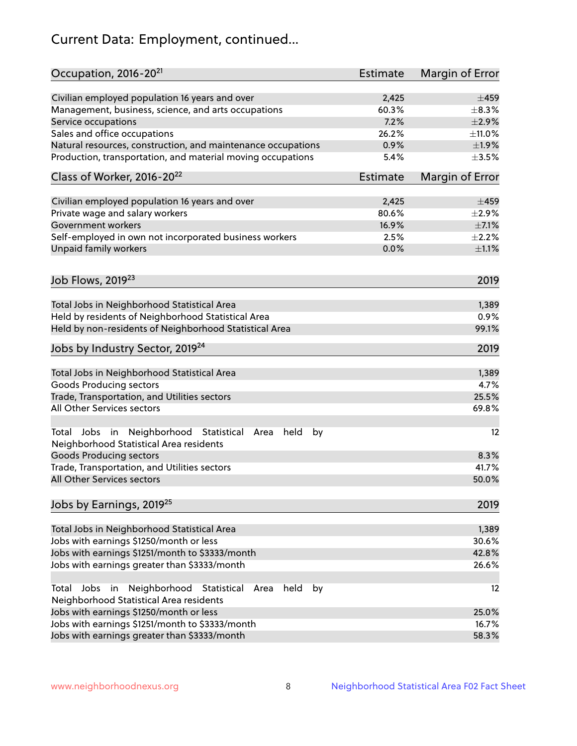# Current Data: Employment, continued...

| Occupation, 2016-20[21] | Estimate | Margin of Error |
|---|---|---|
| Civilian employed population 16 years and over | 2,425 | ±459 |
| Management, business, science, and arts occupations | 60.3% | ±8.3% |
| Service occupations | 7.2% | ±2.9% |
| Sales and office occupations | 26.2% | ±11.0% |
| Natural resources, construction, and maintenance occupations | 0.9% | ±1.9% |
| Production, transportation, and material moving occupations | 5.4% | ±3.5% |

| Class of Worker, 2016-20[22] | Estimate | Margin of Error |
|---|---|---|
| Civilian employed population 16 years and over | 2,425 | ±459 |
| Private wage and salary workers | 80.6% | ±2.9% |
| Government workers | 16.9% | ±7.1% |
| Self-employed in own not incorporated business workers | 2.5% | ±2.2% |
| Unpaid family workers | 0.0% | ±1.1% |

| Job Flows, 2019[23] | 2019 |
|---|---|
| Total Jobs in Neighborhood Statistical Area | 1,389 |
| Held by residents of Neighborhood Statistical Area | 0.9% |
| Held by non-residents of Neighborhood Statistical Area | 99.1% |

| Jobs by Industry Sector, 2019[24] | 2019 |
|---|---|
| Total Jobs in Neighborhood Statistical Area | 1,389 |
| Goods Producing sectors | 4.7% |
| Trade, Transportation, and Utilities sectors | 25.5% |
| All Other Services sectors | 69.8% |
| Total Jobs in Neighborhood Statistical Area held by Neighborhood Statistical Area residents | 12 |
| Goods Producing sectors | 8.3% |
| Trade, Transportation, and Utilities sectors | 41.7% |
| All Other Services sectors | 50.0% |

| Jobs by Earnings, 2019[25] | 2019 |
|---|---|
| Total Jobs in Neighborhood Statistical Area | 1,389 |
| Jobs with earnings $1250/month or less | 30.6% |
| Jobs with earnings $1251/month to $3333/month | 42.8% |
| Jobs with earnings greater than $3333/month | 26.6% |
| Total Jobs in Neighborhood Statistical Area held by Neighborhood Statistical Area residents | 12 |
| Jobs with earnings $1250/month or less | 25.0% |
| Jobs with earnings $1251/month to $3333/month | 16.7% |
| Jobs with earnings greater than $3333/month | 58.3% |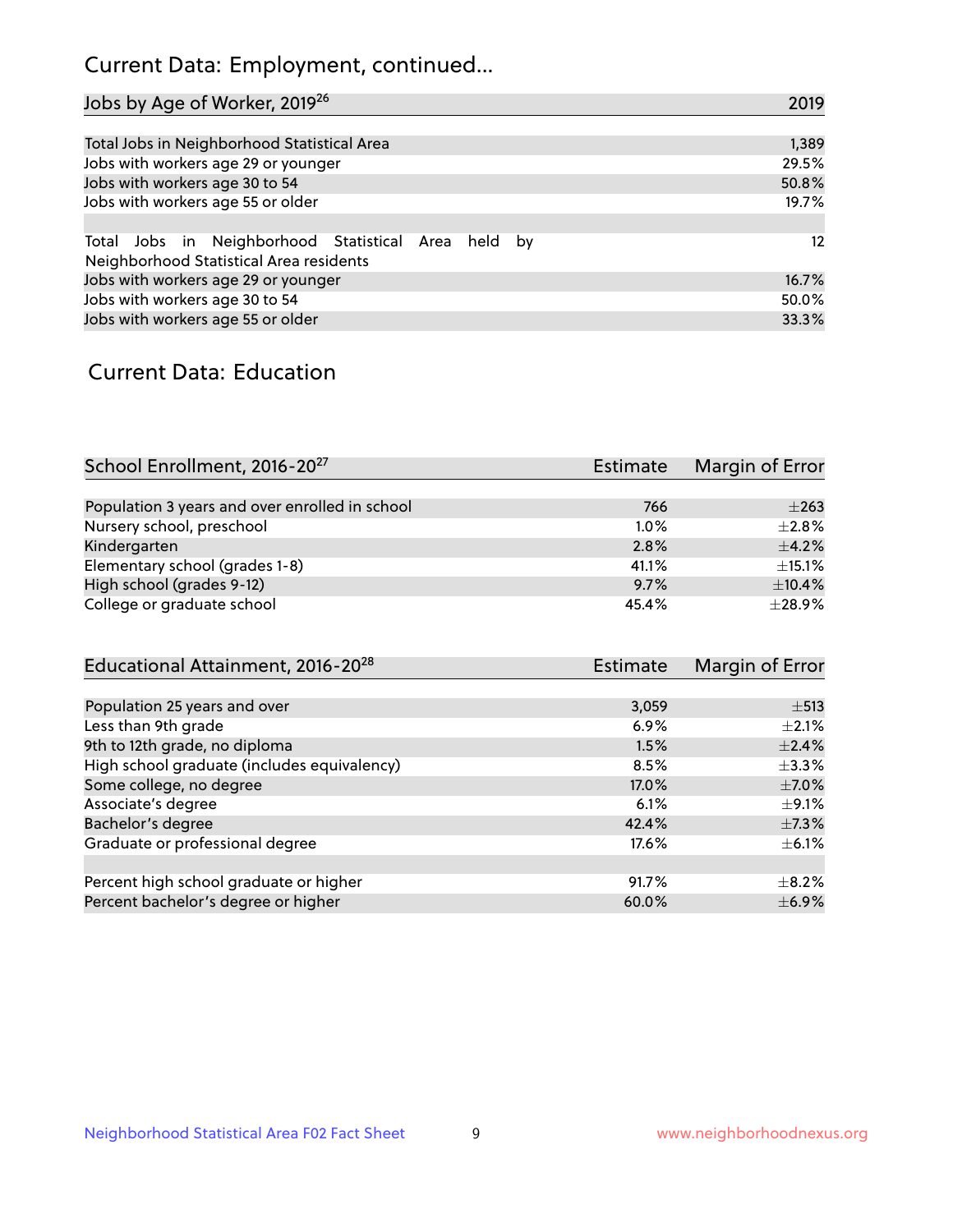## Current Data: Employment, continued...

| Jobs by Age of Worker, 2019[26] | 2019 |
|---|---|
| Total Jobs in Neighborhood Statistical Area | 1,389 |
| Jobs with workers age 29 or younger | 29.5% |
| Jobs with workers age 30 to 54 | 50.8% |
| Jobs with workers age 55 or older | 19.7% |
| | |
| Total Jobs in Neighborhood Statistical Area held by Neighborhood Statistical Area residents | 12 |
| Jobs with workers age 29 or younger | 16.7% |
| Jobs with workers age 30 to 54 | 50.0% |
| Jobs with workers age 55 or older | 33.3% |

## Current Data: Education

| School Enrollment, 2016-20[27] | Estimate | Margin of Error |
|---|---|---|
| Population 3 years and over enrolled in school | 766 | ±263 |
| Nursery school, preschool | 1.0% | ±2.8% |
| Kindergarten | 2.8% | ±4.2% |
| Elementary school (grades 1-8) | 41.1% | ±15.1% |
| High school (grades 9-12) | 9.7% | ±10.4% |
| College or graduate school | 45.4% | ±28.9% |

| Educational Attainment, 2016-20[28] | Estimate | Margin of Error |
|---|---|---|
| Population 25 years and over | 3,059 | ±513 |
| Less than 9th grade | 6.9% | ±2.1% |
| 9th to 12th grade, no diploma | 1.5% | ±2.4% |
| High school graduate (includes equivalency) | 8.5% | ±3.3% |
| Some college, no degree | 17.0% | ±7.0% |
| Associate's degree | 6.1% | ±9.1% |
| Bachelor's degree | 42.4% | ±7.3% |
| Graduate or professional degree | 17.6% | ±6.1% |
| | | |
| Percent high school graduate or higher | 91.7% | ±8.2% |
| Percent bachelor's degree or higher | 60.0% | ±6.9% |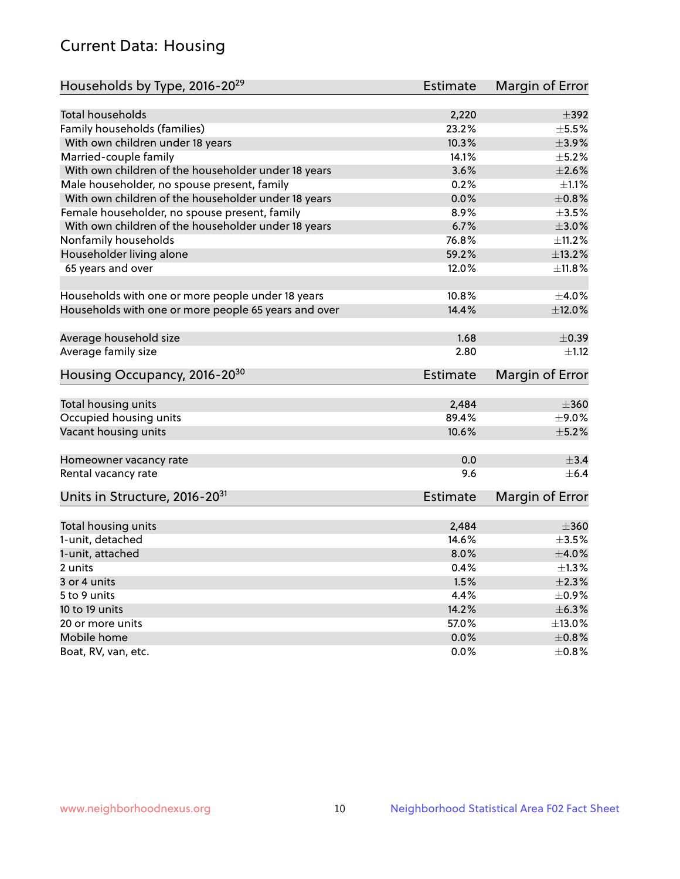# Current Data: Housing

| Households by Type, 2016-20[29] | Estimate | Margin of Error |
|---|---|---|
| Total households | 2,220 | ±392 |
| Family households (families) | 23.2% | ±5.5% |
| With own children under 18 years | 10.3% | ±3.9% |
| Married-couple family | 14.1% | ±5.2% |
| With own children of the householder under 18 years | 3.6% | ±2.6% |
| Male householder, no spouse present, family | 0.2% | ±1.1% |
| With own children of the householder under 18 years | 0.0% | ±0.8% |
| Female householder, no spouse present, family | 8.9% | ±3.5% |
| With own children of the householder under 18 years | 6.7% | ±3.0% |
| Nonfamily households | 76.8% | ±11.2% |
| Householder living alone | 59.2% | ±13.2% |
| 65 years and over | 12.0% | ±11.8% |
| | | |
| Households with one or more people under 18 years | 10.8% | ±4.0% |
| Households with one or more people 65 years and over | 14.4% | ±12.0% |
| | | |
| Average household size | 1.68 | ±0.39 |
| Average family size | 2.80 | ±1.12 |

| Housing Occupancy, 2016-20[30] | Estimate | Margin of Error |
|---|---|---|
| Total housing units | 2,484 | ±360 |
| Occupied housing units | 89.4% | ±9.0% |
| Vacant housing units | 10.6% | ±5.2% |
| | | |
| Homeowner vacancy rate | 0.0 | ±3.4 |
| Rental vacancy rate | 9.6 | ±6.4 |

| Units in Structure, 2016-20[31] | Estimate | Margin of Error |
|---|---|---|
| Total housing units | 2,484 | ±360 |
| 1-unit, detached | 14.6% | ±3.5% |
| 1-unit, attached | 8.0% | ±4.0% |
| 2 units | 0.4% | ±1.3% |
| 3 or 4 units | 1.5% | ±2.3% |
| 5 to 9 units | 4.4% | ±0.9% |
| 10 to 19 units | 14.2% | ±6.3% |
| 20 or more units | 57.0% | ±13.0% |
| Mobile home | 0.0% | ±0.8% |
| Boat, RV, van, etc. | 0.0% | ±0.8% |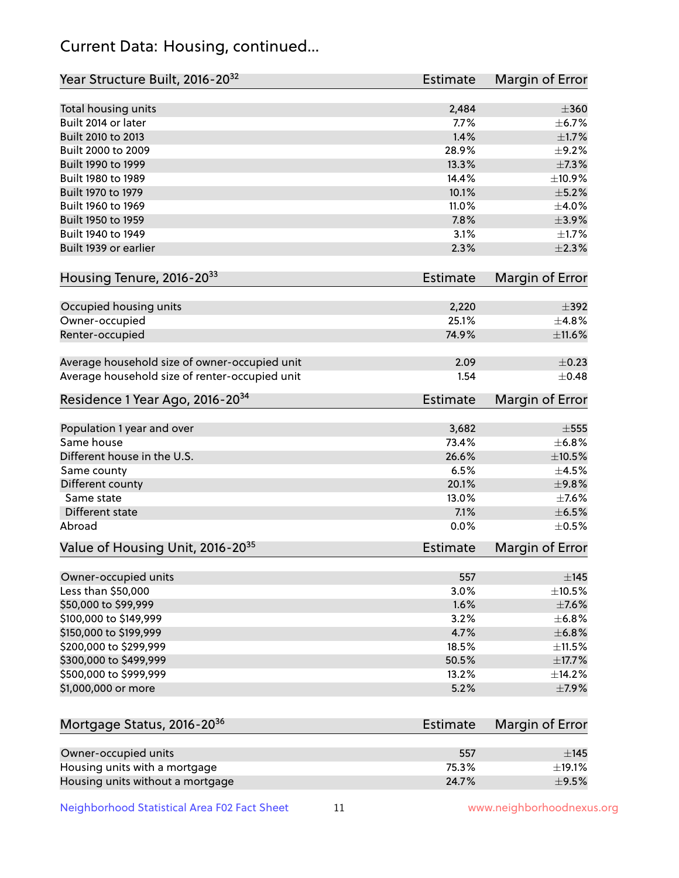## Current Data: Housing, continued...

| Year Structure Built, 2016-20[32] | Estimate | Margin of Error |
|---|---|---|
| Total housing units | 2,484 | ±360 |
| Built 2014 or later | 7.7% | ±6.7% |
| Built 2010 to 2013 | 1.4% | ±1.7% |
| Built 2000 to 2009 | 28.9% | ±9.2% |
| Built 1990 to 1999 | 13.3% | ±7.3% |
| Built 1980 to 1989 | 14.4% | ±10.9% |
| Built 1970 to 1979 | 10.1% | ±5.2% |
| Built 1960 to 1969 | 11.0% | ±4.0% |
| Built 1950 to 1959 | 7.8% | ±3.9% |
| Built 1940 to 1949 | 3.1% | ±1.7% |
| Built 1939 or earlier | 2.3% | ±2.3% |

| Housing Tenure, 2016-20[33] | Estimate | Margin of Error |
|---|---|---|
| Occupied housing units | 2,220 | ±392 |
| Owner-occupied | 25.1% | ±4.8% |
| Renter-occupied | 74.9% | ±11.6% |
| Average household size of owner-occupied unit | 2.09 | ±0.23 |
| Average household size of renter-occupied unit | 1.54 | ±0.48 |

| Residence 1 Year Ago, 2016-20[34] | Estimate | Margin of Error |
|---|---|---|
| Population 1 year and over | 3,682 | ±555 |
| Same house | 73.4% | ±6.8% |
| Different house in the U.S. | 26.6% | ±10.5% |
| Same county | 6.5% | ±4.5% |
| Different county | 20.1% | ±9.8% |
| Same state | 13.0% | ±7.6% |
| Different state | 7.1% | ±6.5% |
| Abroad | 0.0% | ±0.5% |

| Value of Housing Unit, 2016-20[35] | Estimate | Margin of Error |
|---|---|---|
| Owner-occupied units | 557 | ±145 |
| Less than $50,000 | 3.0% | ±10.5% |
| $50,000 to $99,999 | 1.6% | ±7.6% |
| $100,000 to $149,999 | 3.2% | ±6.8% |
| $150,000 to $199,999 | 4.7% | ±6.8% |
| $200,000 to $299,999 | 18.5% | ±11.5% |
| $300,000 to $499,999 | 50.5% | ±17.7% |
| $500,000 to $999,999 | 13.2% | ±14.2% |
| $1,000,000 or more | 5.2% | ±7.9% |

| Mortgage Status, 2016-20[36] | Estimate | Margin of Error |
|---|---|---|
| Owner-occupied units | 557 | ±145 |
| Housing units with a mortgage | 75.3% | ±19.1% |
| Housing units without a mortgage | 24.7% | ±9.5% |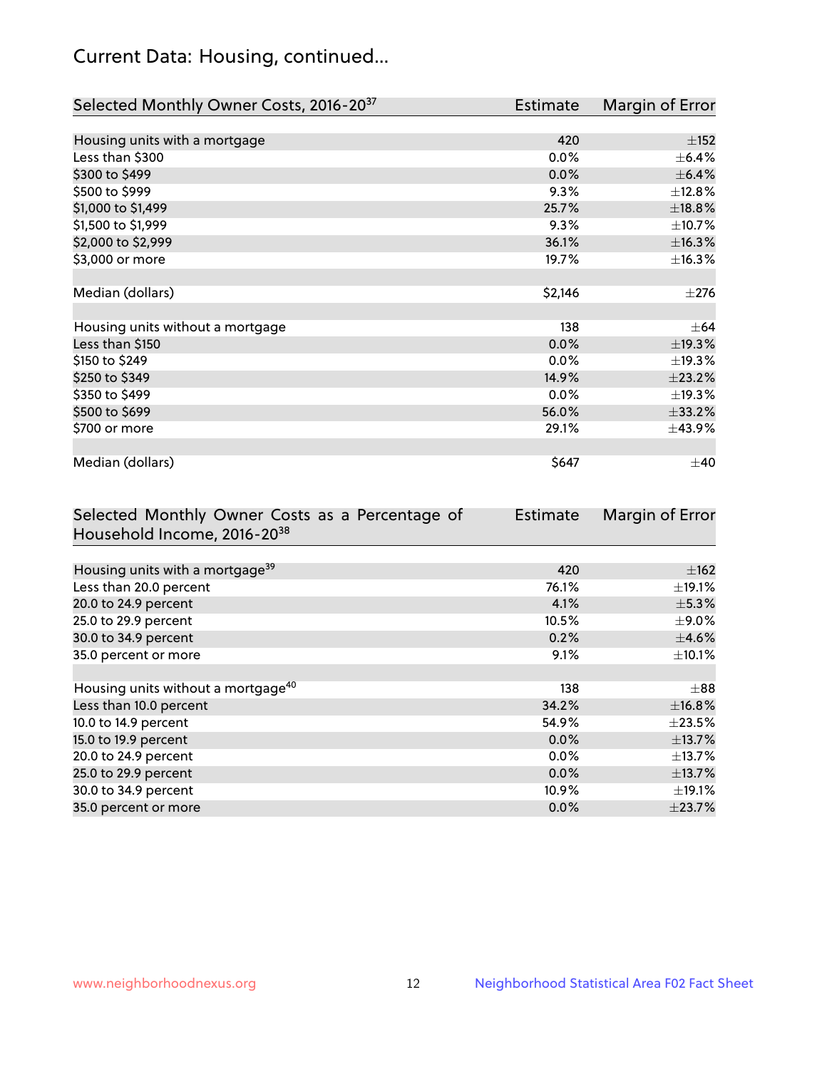## Current Data: Housing, continued...

| Selected Monthly Owner Costs, 2016-20[37] | Estimate | Margin of Error |
|---|---|---|
| Housing units with a mortgage | 420 | ±152 |
| Less than $300 | 0.0% | ±6.4% |
| $300 to $499 | 0.0% | ±6.4% |
| $500 to $999 | 9.3% | ±12.8% |
| $1,000 to $1,499 | 25.7% | ±18.8% |
| $1,500 to $1,999 | 9.3% | ±10.7% |
| $2,000 to $2,999 | 36.1% | ±16.3% |
| $3,000 or more | 19.7% | ±16.3% |
| | | |
| Median (dollars) | $2,146 | ±276 |
| | | |
| Housing units without a mortgage | 138 | ±64 |
| Less than $150 | 0.0% | ±19.3% |
| $150 to $249 | 0.0% | ±19.3% |
| $250 to $349 | 14.9% | ±23.2% |
| $350 to $499 | 0.0% | ±19.3% |
| $500 to $699 | 56.0% | ±33.2% |
| $700 or more | 29.1% | ±43.9% |
| | | |
| Median (dollars) | $647 | ±40 |

| Selected Monthly Owner Costs as a Percentage of Household Income, 2016-20[38] | Estimate | Margin of Error |
|---|---|---|
| Housing units with a mortgage[39] | 420 | ±162 |
| Less than 20.0 percent | 76.1% | ±19.1% |
| 20.0 to 24.9 percent | 4.1% | ±5.3% |
| 25.0 to 29.9 percent | 10.5% | ±9.0% |
| 30.0 to 34.9 percent | 0.2% | ±4.6% |
| 35.0 percent or more | 9.1% | ±10.1% |
| | | |
| Housing units without a mortgage[40] | 138 | ±88 |
| Less than 10.0 percent | 34.2% | ±16.8% |
| 10.0 to 14.9 percent | 54.9% | ±23.5% |
| 15.0 to 19.9 percent | 0.0% | ±13.7% |
| 20.0 to 24.9 percent | 0.0% | ±13.7% |
| 25.0 to 29.9 percent | 0.0% | ±13.7% |
| 30.0 to 34.9 percent | 10.9% | ±19.1% |
| 35.0 percent or more | 0.0% | ±23.7% |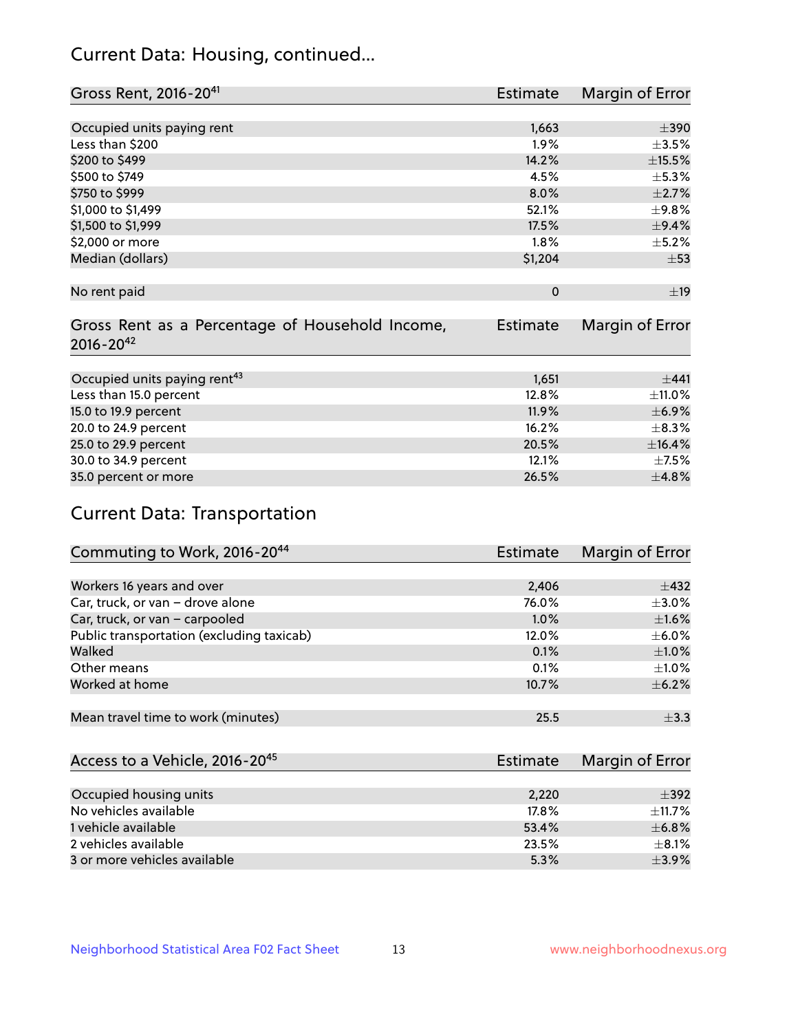## Current Data: Housing, continued...

| Gross Rent, 2016-20[41] | Estimate | Margin of Error |
|---|---|---|
| Occupied units paying rent | 1,663 | ±390 |
| Less than $200 | 1.9% | ±3.5% |
| $200 to $499 | 14.2% | ±15.5% |
| $500 to $749 | 4.5% | ±5.3% |
| $750 to $999 | 8.0% | ±2.7% |
| $1,000 to $1,499 | 52.1% | ±9.8% |
| $1,500 to $1,999 | 17.5% | ±9.4% |
| $2,000 or more | 1.8% | ±5.2% |
| Median (dollars) | $1,204 | ±53 |
| No rent paid | 0 | ±19 |

| Gross Rent as a Percentage of Household Income, 2016-20[42] | Estimate | Margin of Error |
|---|---|---|
| Occupied units paying rent[43] | 1,651 | ±441 |
| Less than 15.0 percent | 12.8% | ±11.0% |
| 15.0 to 19.9 percent | 11.9% | ±6.9% |
| 20.0 to 24.9 percent | 16.2% | ±8.3% |
| 25.0 to 29.9 percent | 20.5% | ±16.4% |
| 30.0 to 34.9 percent | 12.1% | ±7.5% |
| 35.0 percent or more | 26.5% | ±4.8% |

## Current Data: Transportation

| Commuting to Work, 2016-20[44] | Estimate | Margin of Error |
|---|---|---|
| Workers 16 years and over | 2,406 | ±432 |
| Car, truck, or van – drove alone | 76.0% | ±3.0% |
| Car, truck, or van – carpooled | 1.0% | ±1.6% |
| Public transportation (excluding taxicab) | 12.0% | ±6.0% |
| Walked | 0.1% | ±1.0% |
| Other means | 0.1% | ±1.0% |
| Worked at home | 10.7% | ±6.2% |
| Mean travel time to work (minutes) | 25.5 | ±3.3 |

| Access to a Vehicle, 2016-20[45] | Estimate | Margin of Error |
|---|---|---|
| Occupied housing units | 2,220 | ±392 |
| No vehicles available | 17.8% | ±11.7% |
| 1 vehicle available | 53.4% | ±6.8% |
| 2 vehicles available | 23.5% | ±8.1% |
| 3 or more vehicles available | 5.3% | ±3.9% |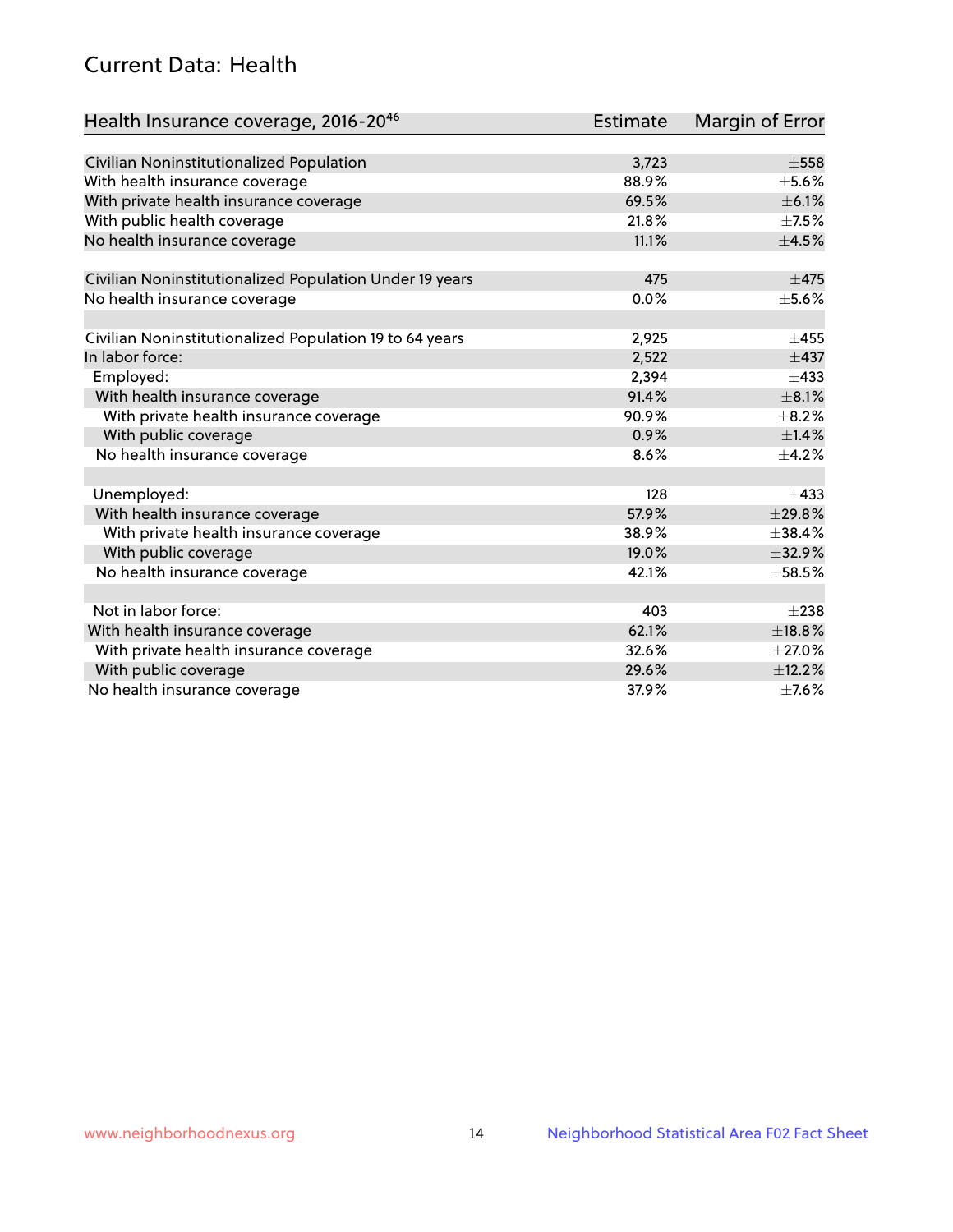## Current Data: Health

| Health Insurance coverage, 2016-20[46] | Estimate | Margin of Error |
|---|---|---|
| Civilian Noninstitutionalized Population | 3,723 | ±558 |
| With health insurance coverage | 88.9% | ±5.6% |
| With private health insurance coverage | 69.5% | ±6.1% |
| With public health coverage | 21.8% | ±7.5% |
| No health insurance coverage | 11.1% | ±4.5% |
| | | |
| Civilian Noninstitutionalized Population Under 19 years | 475 | ±475 |
| No health insurance coverage | 0.0% | ±5.6% |
| | | |
| Civilian Noninstitutionalized Population 19 to 64 years | 2,925 | ±455 |
| In labor force: | 2,522 | ±437 |
| Employed: | 2,394 | ±433 |
| With health insurance coverage | 91.4% | ±8.1% |
| With private health insurance coverage | 90.9% | ±8.2% |
| With public coverage | 0.9% | ±1.4% |
| No health insurance coverage | 8.6% | ±4.2% |
| | | |
| Unemployed: | 128 | ±433 |
| With health insurance coverage | 57.9% | ±29.8% |
| With private health insurance coverage | 38.9% | ±38.4% |
| With public coverage | 19.0% | ±32.9% |
| No health insurance coverage | 42.1% | ±58.5% |
| | | |
| Not in labor force: | 403 | ±238 |
| With health insurance coverage | 62.1% | ±18.8% |
| With private health insurance coverage | 32.6% | ±27.0% |
| With public coverage | 29.6% | ±12.2% |
| No health insurance coverage | 37.9% | ±7.6% |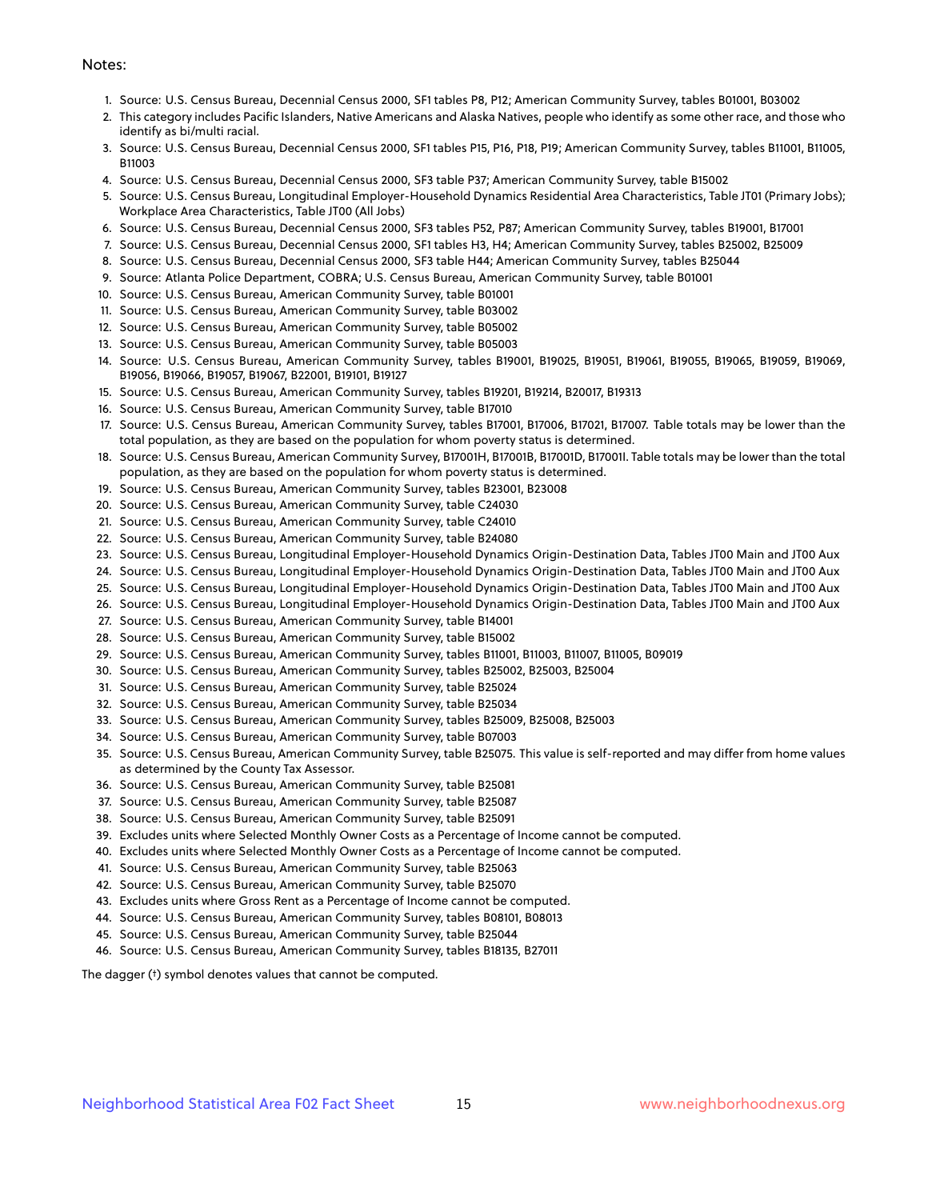Notes:

1. Source: U.S. Census Bureau, Decennial Census 2000, SF1 tables P8, P12; American Community Survey, tables B01001, B03002
2. This category includes Pacific Islanders, Native Americans and Alaska Natives, people who identify as some other race, and those who identify as bi/multi racial.
3. Source: U.S. Census Bureau, Decennial Census 2000, SF1 tables P15, P16, P18, P19; American Community Survey, tables B11001, B11005, B11003
4. Source: U.S. Census Bureau, Decennial Census 2000, SF3 table P37; American Community Survey, table B15002
5. Source: U.S. Census Bureau, Longitudinal Employer-Household Dynamics Residential Area Characteristics, Table JT01 (Primary Jobs); Workplace Area Characteristics, Table JT00 (All Jobs)
6. Source: U.S. Census Bureau, Decennial Census 2000, SF3 tables P52, P87; American Community Survey, tables B19001, B17001
7. Source: U.S. Census Bureau, Decennial Census 2000, SF1 tables H3, H4; American Community Survey, tables B25002, B25009
8. Source: U.S. Census Bureau, Decennial Census 2000, SF3 table H44; American Community Survey, tables B25044
9. Source: Atlanta Police Department, COBRA; U.S. Census Bureau, American Community Survey, table B01001
10. Source: U.S. Census Bureau, American Community Survey, table B01001
11. Source: U.S. Census Bureau, American Community Survey, table B03002
12. Source: U.S. Census Bureau, American Community Survey, table B05002
13. Source: U.S. Census Bureau, American Community Survey, table B05003
14. Source: U.S. Census Bureau, American Community Survey, tables B19001, B19025, B19051, B19061, B19055, B19065, B19059, B19069, B19056, B19066, B19057, B19067, B22001, B19101, B19127
15. Source: U.S. Census Bureau, American Community Survey, tables B19201, B19214, B20017, B19313
16. Source: U.S. Census Bureau, American Community Survey, table B17010
17. Source: U.S. Census Bureau, American Community Survey, tables B17001, B17006, B17021, B17007. Table totals may be lower than the total population, as they are based on the population for whom poverty status is determined.
18. Source: U.S. Census Bureau, American Community Survey, B17001H, B17001B, B17001D, B17001I. Table totals may be lower than the total population, as they are based on the population for whom poverty status is determined.
19. Source: U.S. Census Bureau, American Community Survey, tables B23001, B23008
20. Source: U.S. Census Bureau, American Community Survey, table C24030
21. Source: U.S. Census Bureau, American Community Survey, table C24010
22. Source: U.S. Census Bureau, American Community Survey, table B24080
23. Source: U.S. Census Bureau, Longitudinal Employer-Household Dynamics Origin-Destination Data, Tables JT00 Main and JT00 Aux
24. Source: U.S. Census Bureau, Longitudinal Employer-Household Dynamics Origin-Destination Data, Tables JT00 Main and JT00 Aux
25. Source: U.S. Census Bureau, Longitudinal Employer-Household Dynamics Origin-Destination Data, Tables JT00 Main and JT00 Aux
26. Source: U.S. Census Bureau, Longitudinal Employer-Household Dynamics Origin-Destination Data, Tables JT00 Main and JT00 Aux
27. Source: U.S. Census Bureau, American Community Survey, table B14001
28. Source: U.S. Census Bureau, American Community Survey, table B15002
29. Source: U.S. Census Bureau, American Community Survey, tables B11001, B11003, B11007, B11005, B09019
30. Source: U.S. Census Bureau, American Community Survey, tables B25002, B25003, B25004
31. Source: U.S. Census Bureau, American Community Survey, table B25024
32. Source: U.S. Census Bureau, American Community Survey, table B25034
33. Source: U.S. Census Bureau, American Community Survey, tables B25009, B25008, B25003
34. Source: U.S. Census Bureau, American Community Survey, table B07003
35. Source: U.S. Census Bureau, American Community Survey, table B25075. This value is self-reported and may differ from home values as determined by the County Tax Assessor.
36. Source: U.S. Census Bureau, American Community Survey, table B25081
37. Source: U.S. Census Bureau, American Community Survey, table B25087
38. Source: U.S. Census Bureau, American Community Survey, table B25091
39. Excludes units where Selected Monthly Owner Costs as a Percentage of Income cannot be computed.
40. Excludes units where Selected Monthly Owner Costs as a Percentage of Income cannot be computed.
41. Source: U.S. Census Bureau, American Community Survey, table B25063
42. Source: U.S. Census Bureau, American Community Survey, table B25070
43. Excludes units where Gross Rent as a Percentage of Income cannot be computed.
44. Source: U.S. Census Bureau, American Community Survey, tables B08101, B08013
45. Source: U.S. Census Bureau, American Community Survey, table B25044
46. Source: U.S. Census Bureau, American Community Survey, tables B18135, B27011

The dagger (†) symbol denotes values that cannot be computed.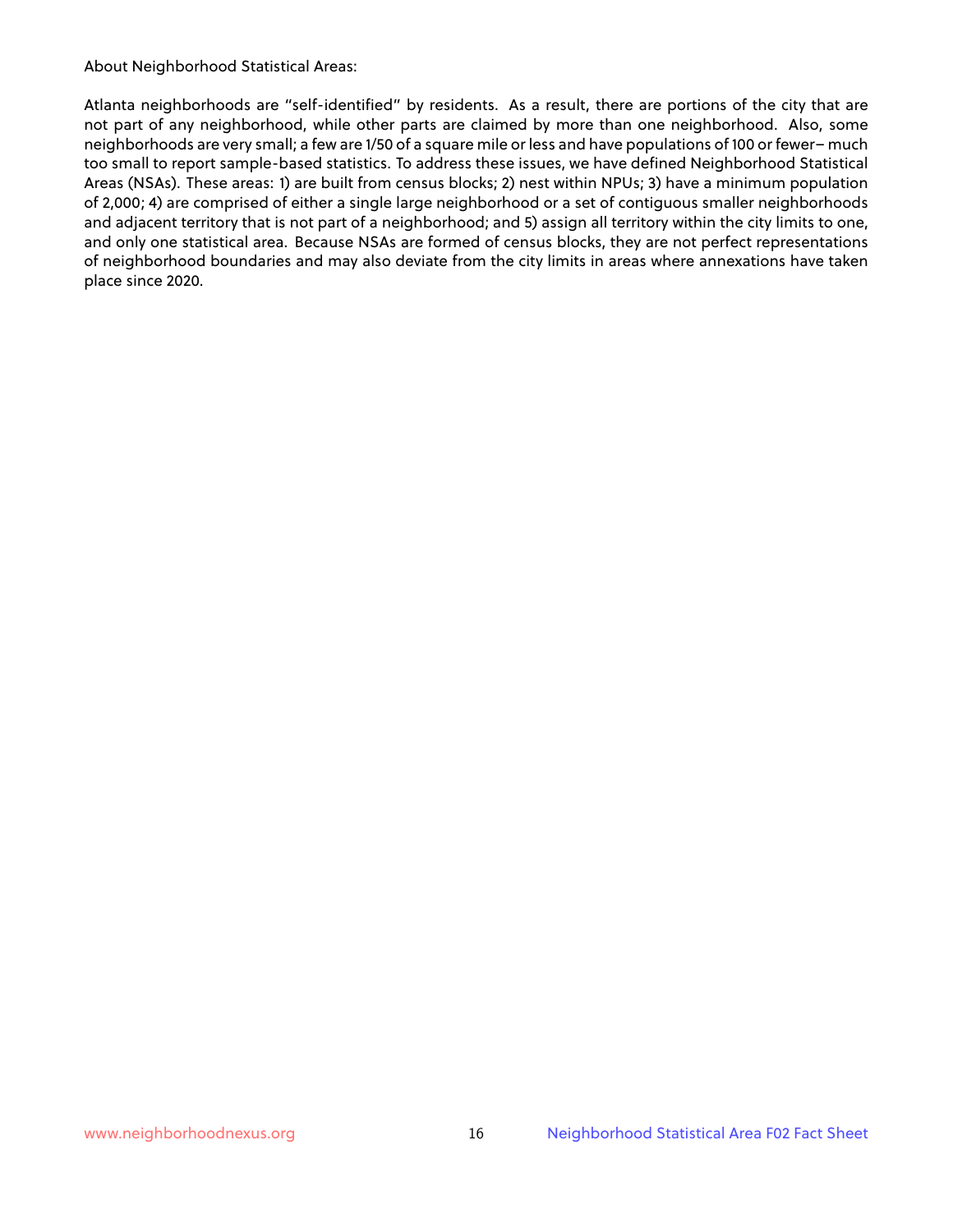About Neighborhood Statistical Areas:

Atlanta neighborhoods are "self-identified" by residents. As a result, there are portions of the city that are not part of any neighborhood, while other parts are claimed by more than one neighborhood. Also, some neighborhoods are very small; a few are 1/50 of a square mile or less and have populations of 100 or fewer– much too small to report sample-based statistics. To address these issues, we have defined Neighborhood Statistical Areas (NSAs). These areas: 1) are built from census blocks; 2) nest within NPUs; 3) have a minimum population of 2,000; 4) are comprised of either a single large neighborhood or a set of contiguous smaller neighborhoods and adjacent territory that is not part of a neighborhood; and 5) assign all territory within the city limits to one, and only one statistical area. Because NSAs are formed of census blocks, they are not perfect representations of neighborhood boundaries and may also deviate from the city limits in areas where annexations have taken place since 2020.